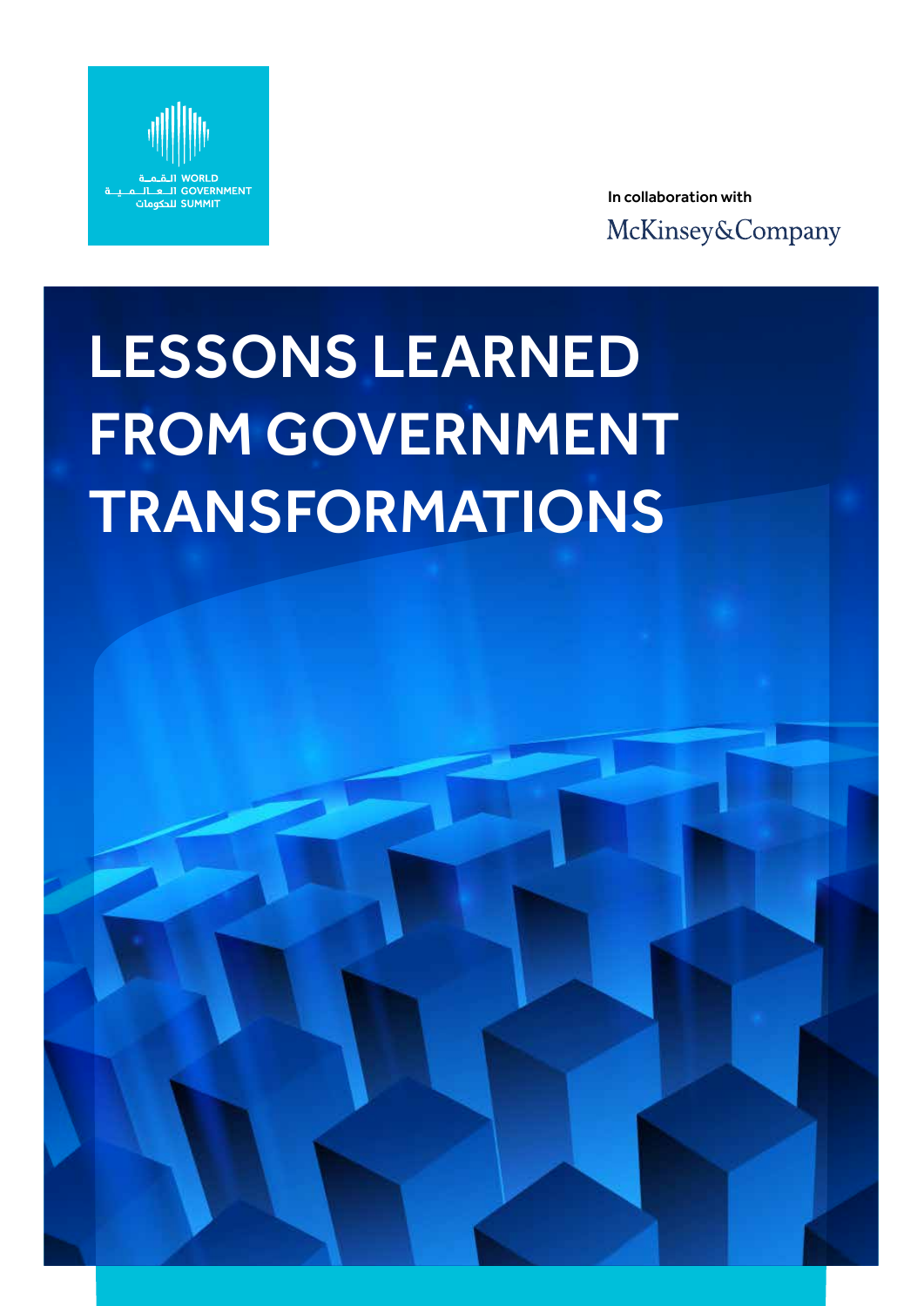القمة العالمية للحكومات WORLD GOVERNMENT SUMMIT

In collaboration with

McKinsey&Company

# LESSONS LEARNED FROM GOVERNMENT TRANSFORMATIONS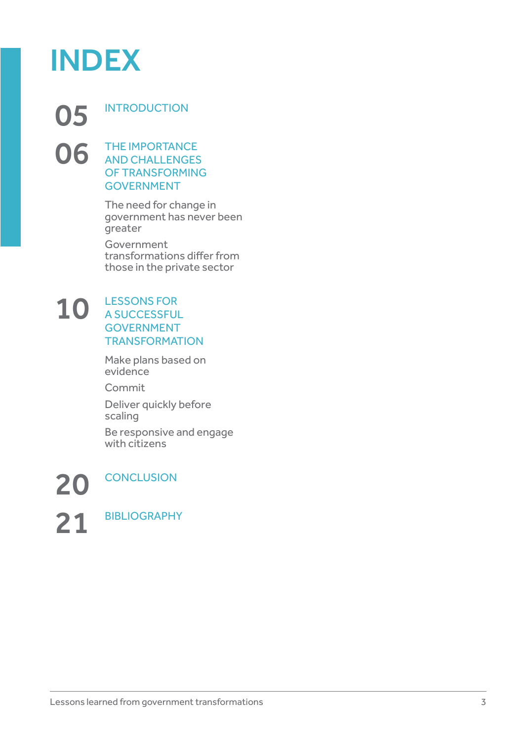# INDEX

**05** INTRODUCTION

**06** THE IMPORTANCE AND CHALLENGES OF TRANSFORMING GOVERNMENT

- The need for change in government has never been greater
- Government transformations differ from those in the private sector

**10** LESSONS FOR A SUCCESSFUL GOVERNMENT TRANSFORMATION

- Make plans based on evidence
- Commit
- Deliver quickly before scaling
- Be responsive and engage with citizens

**20** CONCLUSION

**21** BIBLIOGRAPHY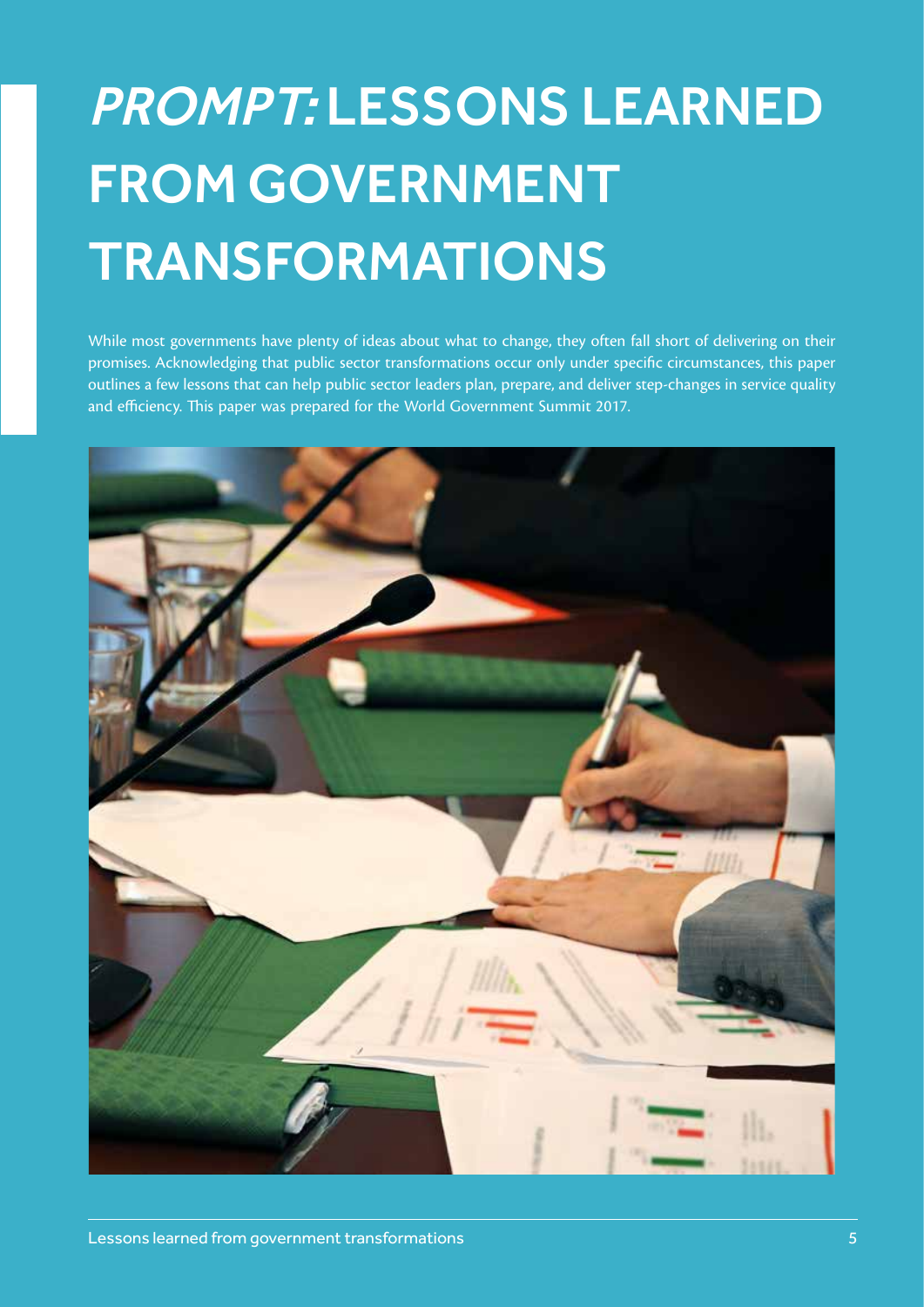# *PROMPT:* LESSONS LEARNED FROM GOVERNMENT TRANSFORMATIONS

While most governments have plenty of ideas about what to change, they often fall short of delivering on their promises. Acknowledging that public sector transformations occur only under specific circumstances, this paper outlines a few lessons that can help public sector leaders plan, prepare, and deliver step-changes in service quality and efficiency. This paper was prepared for the World Government Summit 2017.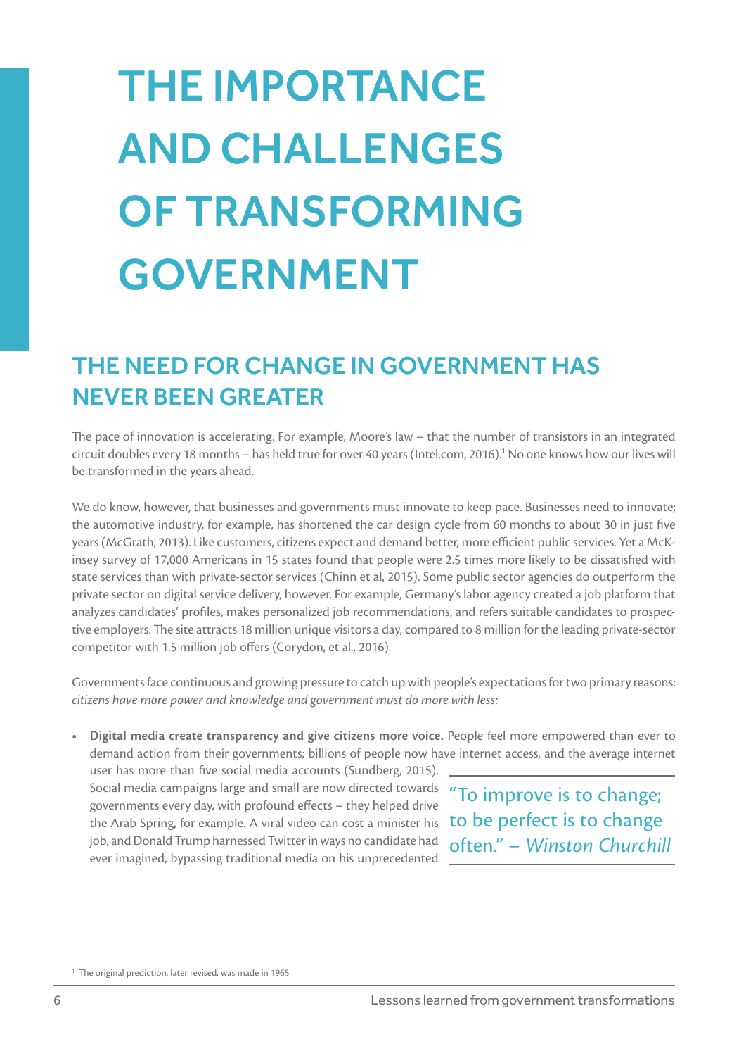# THE IMPORTANCE AND CHALLENGES OF TRANSFORMING GOVERNMENT

## THE NEED FOR CHANGE IN GOVERNMENT HAS NEVER BEEN GREATER

The pace of innovation is accelerating. For example, Moore's law – that the number of transistors in an integrated circuit doubles every 18 months – has held true for over 40 years (Intel.com, 2016).[1] No one knows how our lives will be transformed in the years ahead.

We do know, however, that businesses and governments must innovate to keep pace. Businesses need to innovate; the automotive industry, for example, has shortened the car design cycle from 60 months to about 30 in just five years (McGrath, 2013). Like customers, citizens expect and demand better, more efficient public services. Yet a McKinsey survey of 17,000 Americans in 15 states found that people were 2.5 times more likely to be dissatisfied with state services than with private-sector services (Chinn et al, 2015). Some public sector agencies do outperform the private sector on digital service delivery, however. For example, Germany's labor agency created a job platform that analyzes candidates' profiles, makes personalized job recommendations, and refers suitable candidates to prospective employers. The site attracts 18 million unique visitors a day, compared to 8 million for the leading private-sector competitor with 1.5 million job offers (Corydon, et al., 2016).

Governments face continuous and growing pressure to catch up with people's expectations for two primary reasons: *citizens have more power and knowledge and government must do more with less:*

> "To improve is to change; to be perfect is to change often." – *Winston Churchill*

- **Digital media create transparency and give citizens more voice.** People feel more empowered than ever to demand action from their governments; billions of people now have internet access, and the average internet user has more than five social media accounts (Sundberg, 2015). Social media campaigns large and small are now directed towards governments every day, with profound effects – they helped drive the Arab Spring, for example. A viral video can cost a minister his job, and Donald Trump harnessed Twitter in ways no candidate had ever imagined, bypassing traditional media on his unprecedented

[1] The original prediction, later revised, was made in 1965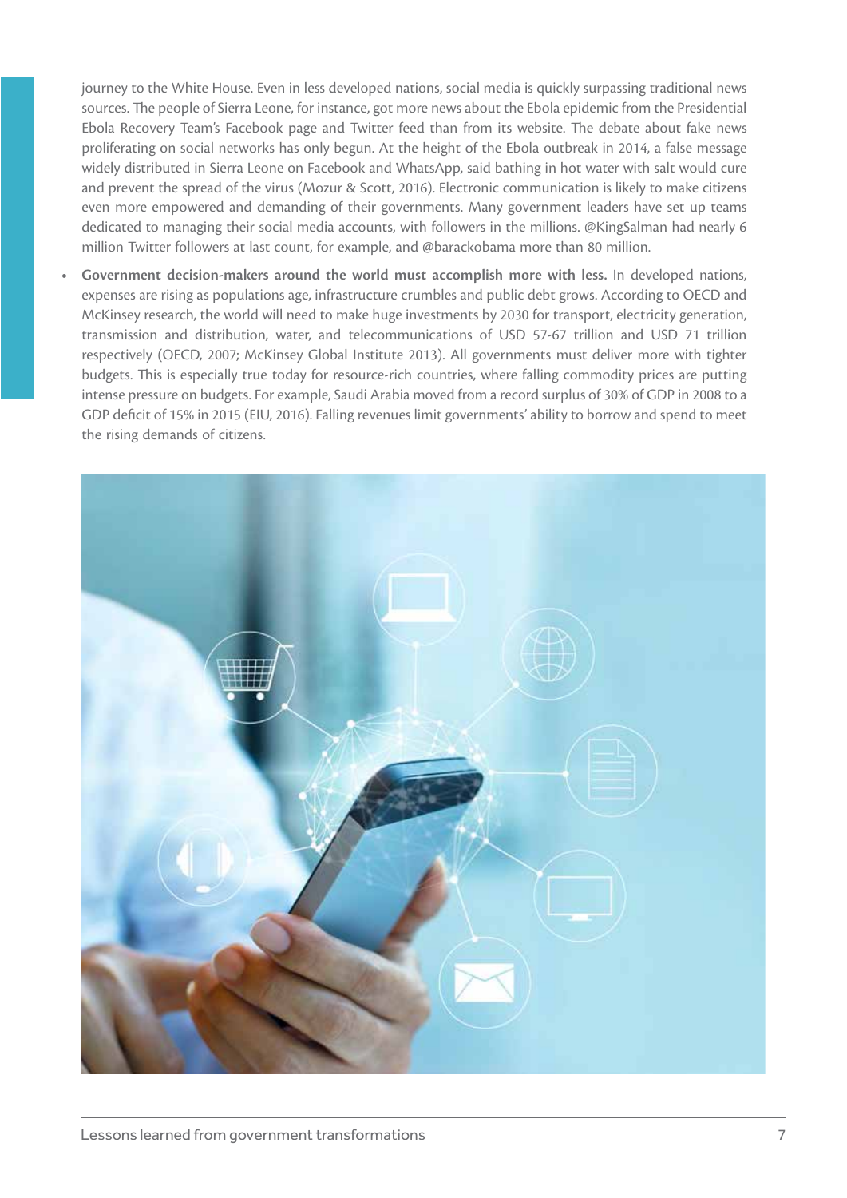journey to the White House. Even in less developed nations, social media is quickly surpassing traditional news sources. The people of Sierra Leone, for instance, got more news about the Ebola epidemic from the Presidential Ebola Recovery Team's Facebook page and Twitter feed than from its website. The debate about fake news proliferating on social networks has only begun. At the height of the Ebola outbreak in 2014, a false message widely distributed in Sierra Leone on Facebook and WhatsApp, said bathing in hot water with salt would cure and prevent the spread of the virus (Mozur & Scott, 2016). Electronic communication is likely to make citizens even more empowered and demanding of their governments. Many government leaders have set up teams dedicated to managing their social media accounts, with followers in the millions. @KingSalman had nearly 6 million Twitter followers at last count, for example, and @barackobama more than 80 million.

- **Government decision-makers around the world must accomplish more with less.** In developed nations, expenses are rising as populations age, infrastructure crumbles and public debt grows. According to OECD and McKinsey research, the world will need to make huge investments by 2030 for transport, electricity generation, transmission and distribution, water, and telecommunications of USD 57-67 trillion and USD 71 trillion respectively (OECD, 2007; McKinsey Global Institute 2013). All governments must deliver more with tighter budgets. This is especially true today for resource-rich countries, where falling commodity prices are putting intense pressure on budgets. For example, Saudi Arabia moved from a record surplus of 30% of GDP in 2008 to a GDP deficit of 15% in 2015 (EIU, 2016). Falling revenues limit governments' ability to borrow and spend to meet the rising demands of citizens.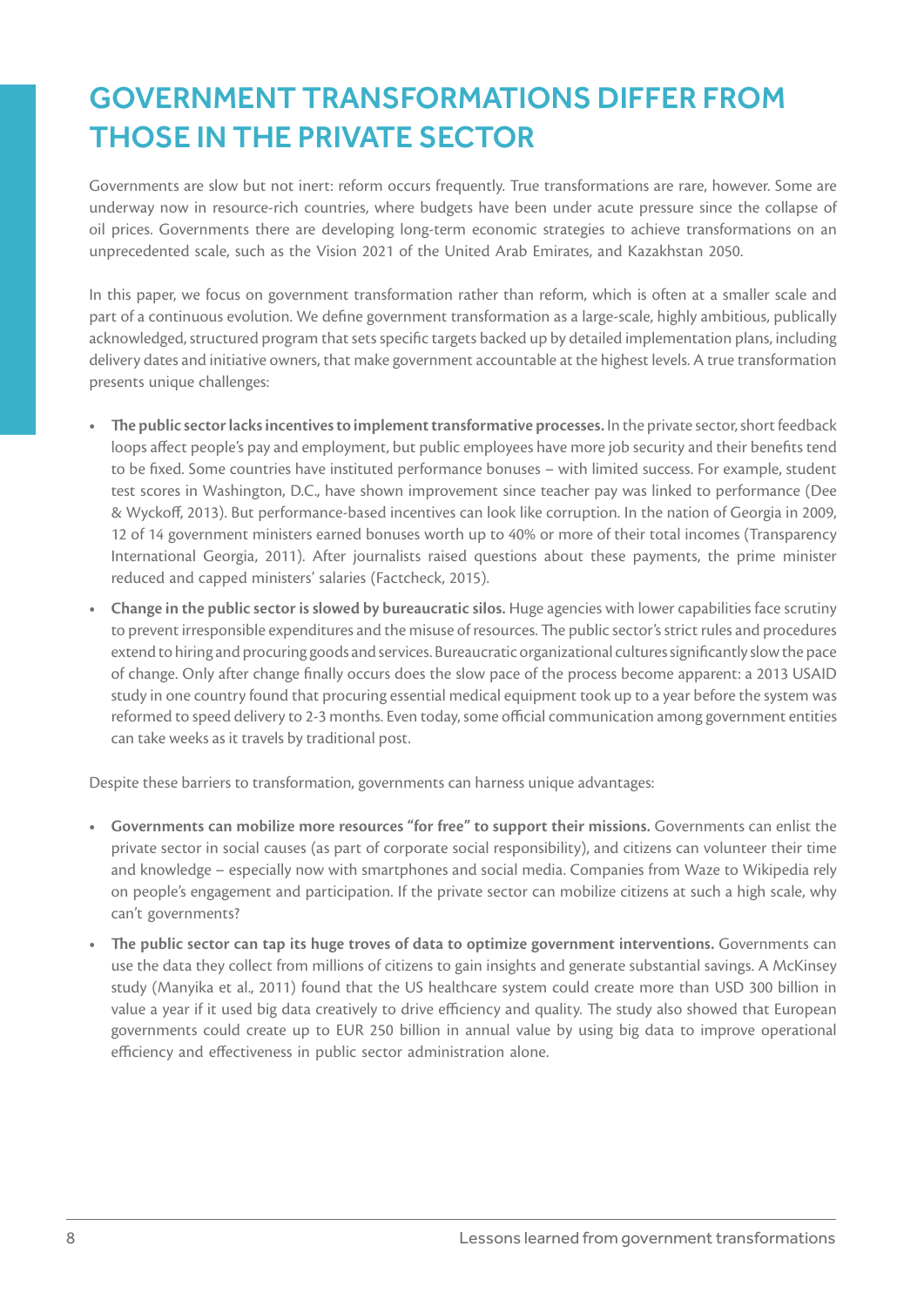# GOVERNMENT TRANSFORMATIONS DIFFER FROM THOSE IN THE PRIVATE SECTOR

Governments are slow but not inert: reform occurs frequently. True transformations are rare, however. Some are underway now in resource-rich countries, where budgets have been under acute pressure since the collapse of oil prices. Governments there are developing long-term economic strategies to achieve transformations on an unprecedented scale, such as the Vision 2021 of the United Arab Emirates, and Kazakhstan 2050.

In this paper, we focus on government transformation rather than reform, which is often at a smaller scale and part of a continuous evolution. We define government transformation as a large-scale, highly ambitious, publically acknowledged, structured program that sets specific targets backed up by detailed implementation plans, including delivery dates and initiative owners, that make government accountable at the highest levels. A true transformation presents unique challenges:

- **The public sector lacks incentives to implement transformative processes.** In the private sector, short feedback loops affect people's pay and employment, but public employees have more job security and their benefits tend to be fixed. Some countries have instituted performance bonuses – with limited success. For example, student test scores in Washington, D.C., have shown improvement since teacher pay was linked to performance (Dee & Wyckoff, 2013). But performance-based incentives can look like corruption. In the nation of Georgia in 2009, 12 of 14 government ministers earned bonuses worth up to 40% or more of their total incomes (Transparency International Georgia, 2011). After journalists raised questions about these payments, the prime minister reduced and capped ministers' salaries (Factcheck, 2015).
- **Change in the public sector is slowed by bureaucratic silos.** Huge agencies with lower capabilities face scrutiny to prevent irresponsible expenditures and the misuse of resources. The public sector's strict rules and procedures extend to hiring and procuring goods and services. Bureaucratic organizational cultures significantly slow the pace of change. Only after change finally occurs does the slow pace of the process become apparent: a 2013 USAID study in one country found that procuring essential medical equipment took up to a year before the system was reformed to speed delivery to 2-3 months. Even today, some official communication among government entities can take weeks as it travels by traditional post.

Despite these barriers to transformation, governments can harness unique advantages:

- **Governments can mobilize more resources "for free" to support their missions.** Governments can enlist the private sector in social causes (as part of corporate social responsibility), and citizens can volunteer their time and knowledge – especially now with smartphones and social media. Companies from Waze to Wikipedia rely on people's engagement and participation. If the private sector can mobilize citizens at such a high scale, why can't governments?
- **The public sector can tap its huge troves of data to optimize government interventions.** Governments can use the data they collect from millions of citizens to gain insights and generate substantial savings. A McKinsey study (Manyika et al., 2011) found that the US healthcare system could create more than USD 300 billion in value a year if it used big data creatively to drive efficiency and quality. The study also showed that European governments could create up to EUR 250 billion in annual value by using big data to improve operational efficiency and effectiveness in public sector administration alone.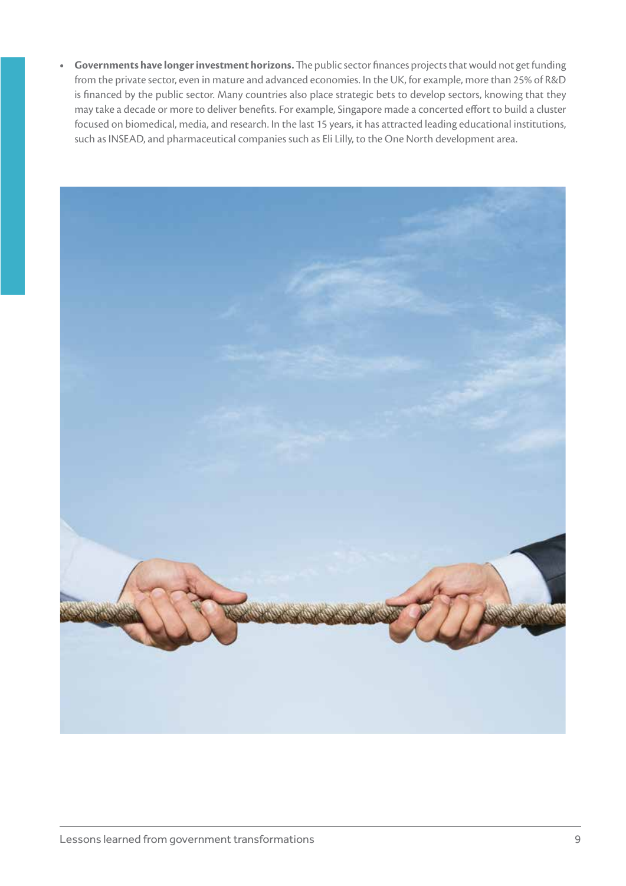- **Governments have longer investment horizons.** The public sector finances projects that would not get funding from the private sector, even in mature and advanced economies. In the UK, for example, more than 25% of R&D is financed by the public sector. Many countries also place strategic bets to develop sectors, knowing that they may take a decade or more to deliver benefits. For example, Singapore made a concerted effort to build a cluster focused on biomedical, media, and research. In the last 15 years, it has attracted leading educational institutions, such as INSEAD, and pharmaceutical companies such as Eli Lilly, to the One North development area.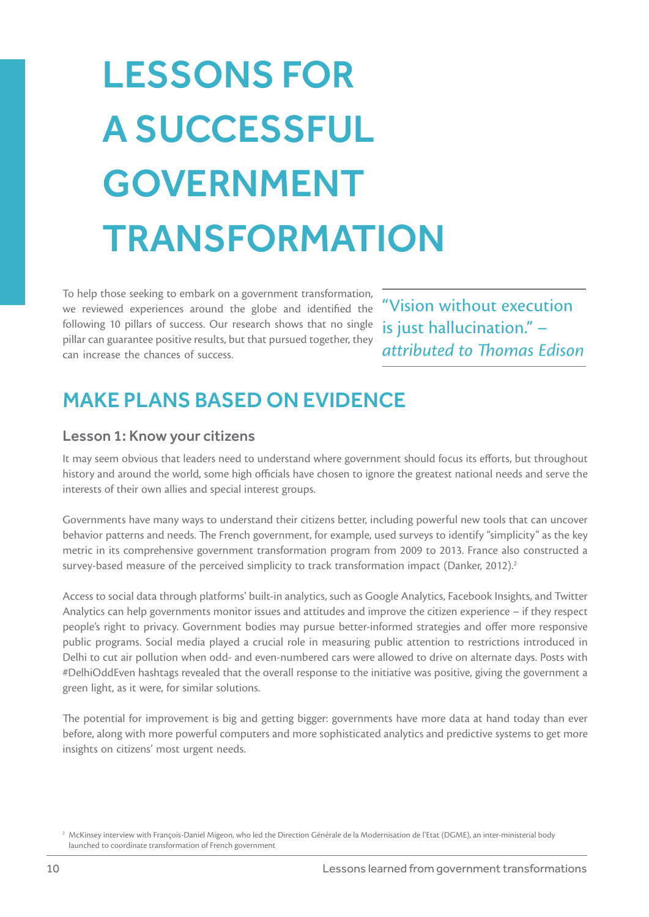# LESSONS FOR A SUCCESSFUL GOVERNMENT TRANSFORMATION

To help those seeking to embark on a government transformation, we reviewed experiences around the globe and identified the following 10 pillars of success. Our research shows that no single pillar can guarantee positive results, but that pursued together, they can increase the chances of success.

> "Vision without execution is just hallucination." – *attributed to Thomas Edison*

## MAKE PLANS BASED ON EVIDENCE

### Lesson 1: Know your citizens

It may seem obvious that leaders need to understand where government should focus its efforts, but throughout history and around the world, some high officials have chosen to ignore the greatest national needs and serve the interests of their own allies and special interest groups.

Governments have many ways to understand their citizens better, including powerful new tools that can uncover behavior patterns and needs. The French government, for example, used surveys to identify "simplicity" as the key metric in its comprehensive government transformation program from 2009 to 2013. France also constructed a survey-based measure of the perceived simplicity to track transformation impact (Danker, 2012).[2]

Access to social data through platforms' built-in analytics, such as Google Analytics, Facebook Insights, and Twitter Analytics can help governments monitor issues and attitudes and improve the citizen experience – if they respect people's right to privacy. Government bodies may pursue better-informed strategies and offer more responsive public programs. Social media played a crucial role in measuring public attention to restrictions introduced in Delhi to cut air pollution when odd- and even-numbered cars were allowed to drive on alternate days. Posts with #DelhiOddEven hashtags revealed that the overall response to the initiative was positive, giving the government a green light, as it were, for similar solutions.

The potential for improvement is big and getting bigger: governments have more data at hand today than ever before, along with more powerful computers and more sophisticated analytics and predictive systems to get more insights on citizens' most urgent needs.

---

[2] McKinsey interview with François-Daniel Migeon, who led the Direction Générale de la Modernisation de l'Etat (DGME), an inter-ministerial body launched to coordinate transformation of French government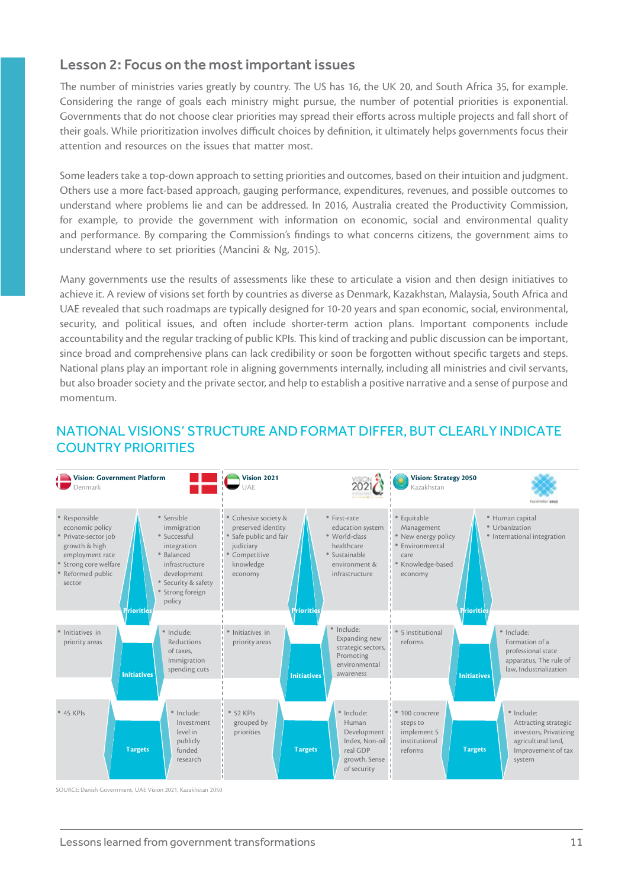## Lesson 2: Focus on the most important issues

The number of ministries varies greatly by country. The US has 16, the UK 20, and South Africa 35, for example. Considering the range of goals each ministry might pursue, the number of potential priorities is exponential. Governments that do not choose clear priorities may spread their efforts across multiple projects and fall short of their goals. While prioritization involves difficult choices by definition, it ultimately helps governments focus their attention and resources on the issues that matter most.

Some leaders take a top-down approach to setting priorities and outcomes, based on their intuition and judgment. Others use a more fact-based approach, gauging performance, expenditures, revenues, and possible outcomes to understand where problems lie and can be addressed. In 2016, Australia created the Productivity Commission, for example, to provide the government with information on economic, social and environmental quality and performance. By comparing the Commission's findings to what concerns citizens, the government aims to understand where to set priorities (Mancini & Ng, 2015).

Many governments use the results of assessments like these to articulate a vision and then design initiatives to achieve it. A review of visions set forth by countries as diverse as Denmark, Kazakhstan, Malaysia, South Africa and UAE revealed that such roadmaps are typically designed for 10-20 years and span economic, social, environmental, security, and political issues, and often include shorter-term action plans. Important components include accountability and the regular tracking of public KPIs. This kind of tracking and public discussion can be important, since broad and comprehensive plans can lack credibility or soon be forgotten without specific targets and steps. National plans play an important role in aligning governments internally, including all ministries and civil servants, but also broader society and the private sector, and help to establish a positive narrative and a sense of purpose and momentum.

### NATIONAL VISIONS' STRUCTURE AND FORMAT DIFFER, BUT CLEARLY INDICATE COUNTRY PRIORITIES

| | Vision: Government Platform (Denmark) | | Vision 2021 (UAE) | | Vision: Strategy 2050 (Kazakhstan) | |
|---|---|---|---|---|---|---|
| **Priorities** | • Responsible economic policy<br>• Private-sector job growth & high employment rate<br>• Strong core welfare<br>• Reformed public sector | • Sensible immigration<br>• Successful integration<br>• Balanced infrastructure development<br>• Security & safety<br>• Strong foreign policy | • Cohesive society & preserved identity<br>• Safe public and fair judiciary<br>• Competitive knowledge economy | • First-rate education system<br>• World-class healthcare<br>• Sustainable environment & infrastructure | • Equitable Management<br>• New energy policy<br>• Environmental care<br>• Knowledge-based economy | • Human capital<br>• Urbanization<br>• International integration |
| **Initiatives** | • Initiatives in priority areas | • Include: Reductions of taxes, Immigration spending cuts | • Initiatives in priority areas | • Include: Expanding new strategic sectors, Promoting environmental awareness | • 5 institutional reforms | • Include: Formation of a professional state apparatus, The rule of law, Industrialization |
| **Targets** | • 45 KPIs | • Include: Investment level in publicly funded research | • 52 KPIs grouped by priorities | • Include: Human Development Index, Non-oil real GDP growth, Sense of security | • 100 concrete steps to implement 5 institutional reforms | • Include: Attracting strategic investors, Privatizing agricultural land, Improvement of tax system |

SOURCE: Danish Government, UAE Vision 2021, Kazakhstan 2050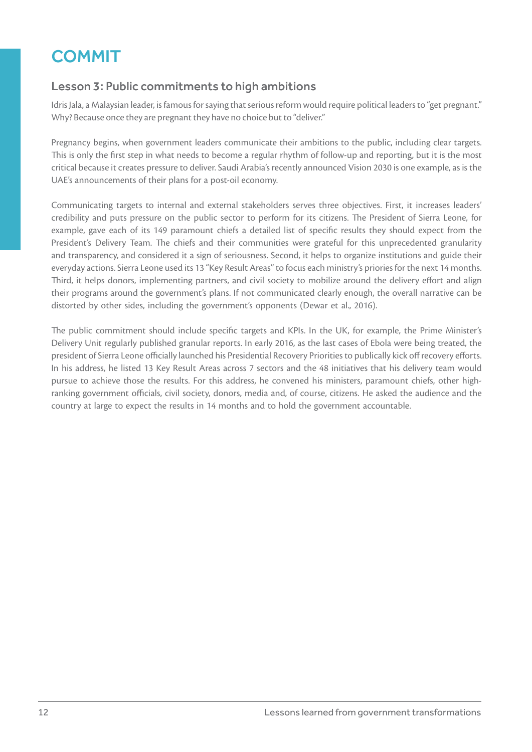# COMMIT

## Lesson 3: Public commitments to high ambitions

Idris Jala, a Malaysian leader, is famous for saying that serious reform would require political leaders to "get pregnant." Why? Because once they are pregnant they have no choice but to "deliver."

Pregnancy begins, when government leaders communicate their ambitions to the public, including clear targets. This is only the first step in what needs to become a regular rhythm of follow-up and reporting, but it is the most critical because it creates pressure to deliver. Saudi Arabia's recently announced Vision 2030 is one example, as is the UAE's announcements of their plans for a post-oil economy.

Communicating targets to internal and external stakeholders serves three objectives. First, it increases leaders' credibility and puts pressure on the public sector to perform for its citizens. The President of Sierra Leone, for example, gave each of its 149 paramount chiefs a detailed list of specific results they should expect from the President's Delivery Team. The chiefs and their communities were grateful for this unprecedented granularity and transparency, and considered it a sign of seriousness. Second, it helps to organize institutions and guide their everyday actions. Sierra Leone used its 13 "Key Result Areas" to focus each ministry's priories for the next 14 months. Third, it helps donors, implementing partners, and civil society to mobilize around the delivery effort and align their programs around the government's plans. If not communicated clearly enough, the overall narrative can be distorted by other sides, including the government's opponents (Dewar et al., 2016).

The public commitment should include specific targets and KPIs. In the UK, for example, the Prime Minister's Delivery Unit regularly published granular reports. In early 2016, as the last cases of Ebola were being treated, the president of Sierra Leone officially launched his Presidential Recovery Priorities to publically kick off recovery efforts. In his address, he listed 13 Key Result Areas across 7 sectors and the 48 initiatives that his delivery team would pursue to achieve those the results. For this address, he convened his ministers, paramount chiefs, other high-ranking government officials, civil society, donors, media and, of course, citizens. He asked the audience and the country at large to expect the results in 14 months and to hold the government accountable.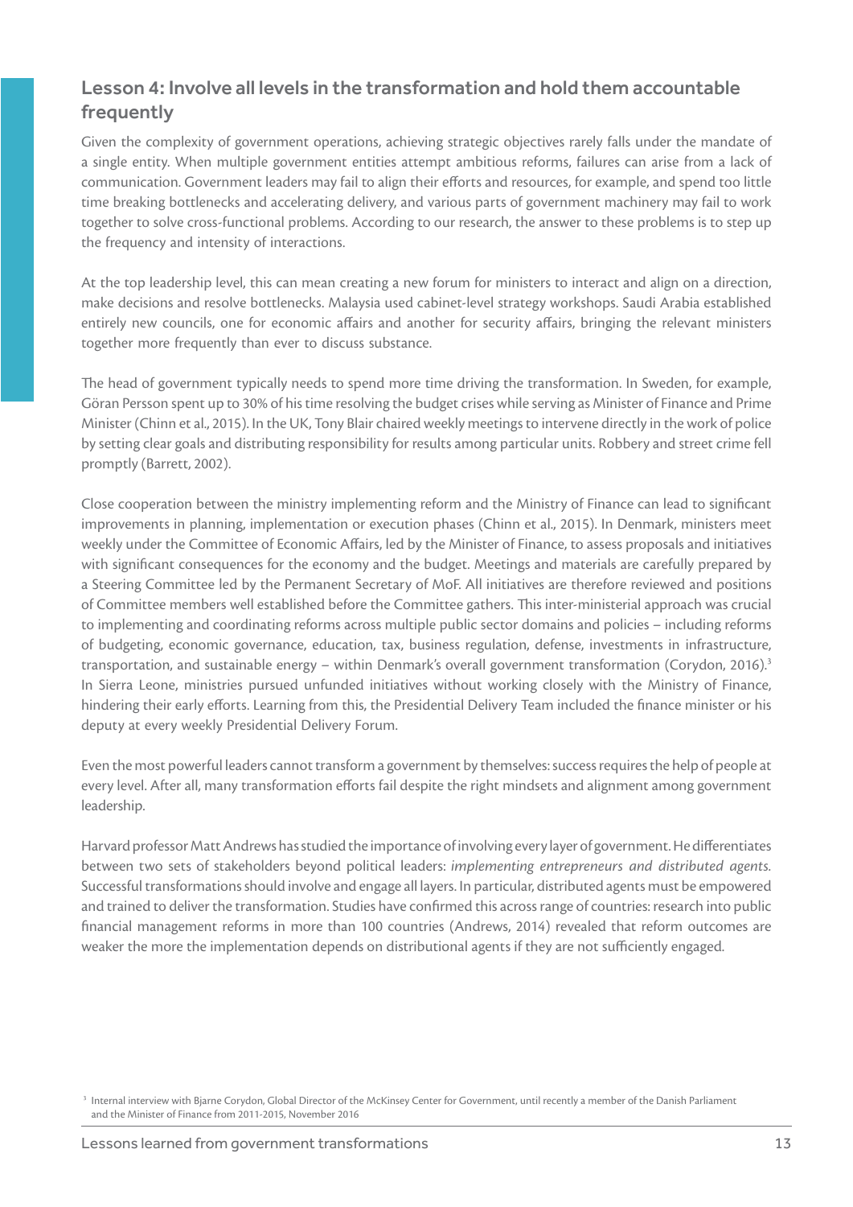## Lesson 4: Involve all levels in the transformation and hold them accountable frequently

Given the complexity of government operations, achieving strategic objectives rarely falls under the mandate of a single entity. When multiple government entities attempt ambitious reforms, failures can arise from a lack of communication. Government leaders may fail to align their efforts and resources, for example, and spend too little time breaking bottlenecks and accelerating delivery, and various parts of government machinery may fail to work together to solve cross-functional problems. According to our research, the answer to these problems is to step up the frequency and intensity of interactions.

At the top leadership level, this can mean creating a new forum for ministers to interact and align on a direction, make decisions and resolve bottlenecks. Malaysia used cabinet-level strategy workshops. Saudi Arabia established entirely new councils, one for economic affairs and another for security affairs, bringing the relevant ministers together more frequently than ever to discuss substance.

The head of government typically needs to spend more time driving the transformation. In Sweden, for example, Göran Persson spent up to 30% of his time resolving the budget crises while serving as Minister of Finance and Prime Minister (Chinn et al., 2015). In the UK, Tony Blair chaired weekly meetings to intervene directly in the work of police by setting clear goals and distributing responsibility for results among particular units. Robbery and street crime fell promptly (Barrett, 2002).

Close cooperation between the ministry implementing reform and the Ministry of Finance can lead to significant improvements in planning, implementation or execution phases (Chinn et al., 2015). In Denmark, ministers meet weekly under the Committee of Economic Affairs, led by the Minister of Finance, to assess proposals and initiatives with significant consequences for the economy and the budget. Meetings and materials are carefully prepared by a Steering Committee led by the Permanent Secretary of MoF. All initiatives are therefore reviewed and positions of Committee members well established before the Committee gathers. This inter-ministerial approach was crucial to implementing and coordinating reforms across multiple public sector domains and policies – including reforms of budgeting, economic governance, education, tax, business regulation, defense, investments in infrastructure, transportation, and sustainable energy – within Denmark's overall government transformation (Corydon, 2016).[3] In Sierra Leone, ministries pursued unfunded initiatives without working closely with the Ministry of Finance, hindering their early efforts. Learning from this, the Presidential Delivery Team included the finance minister or his deputy at every weekly Presidential Delivery Forum.

Even the most powerful leaders cannot transform a government by themselves: success requires the help of people at every level. After all, many transformation efforts fail despite the right mindsets and alignment among government leadership.

Harvard professor Matt Andrews has studied the importance of involving every layer of government. He differentiates between two sets of stakeholders beyond political leaders: *implementing entrepreneurs and distributed agents*. Successful transformations should involve and engage all layers. In particular, distributed agents must be empowered and trained to deliver the transformation. Studies have confirmed this across range of countries: research into public financial management reforms in more than 100 countries (Andrews, 2014) revealed that reform outcomes are weaker the more the implementation depends on distributional agents if they are not sufficiently engaged.

[3] Internal interview with Bjarne Corydon, Global Director of the McKinsey Center for Government, until recently a member of the Danish Parliament and the Minister of Finance from 2011-2015, November 2016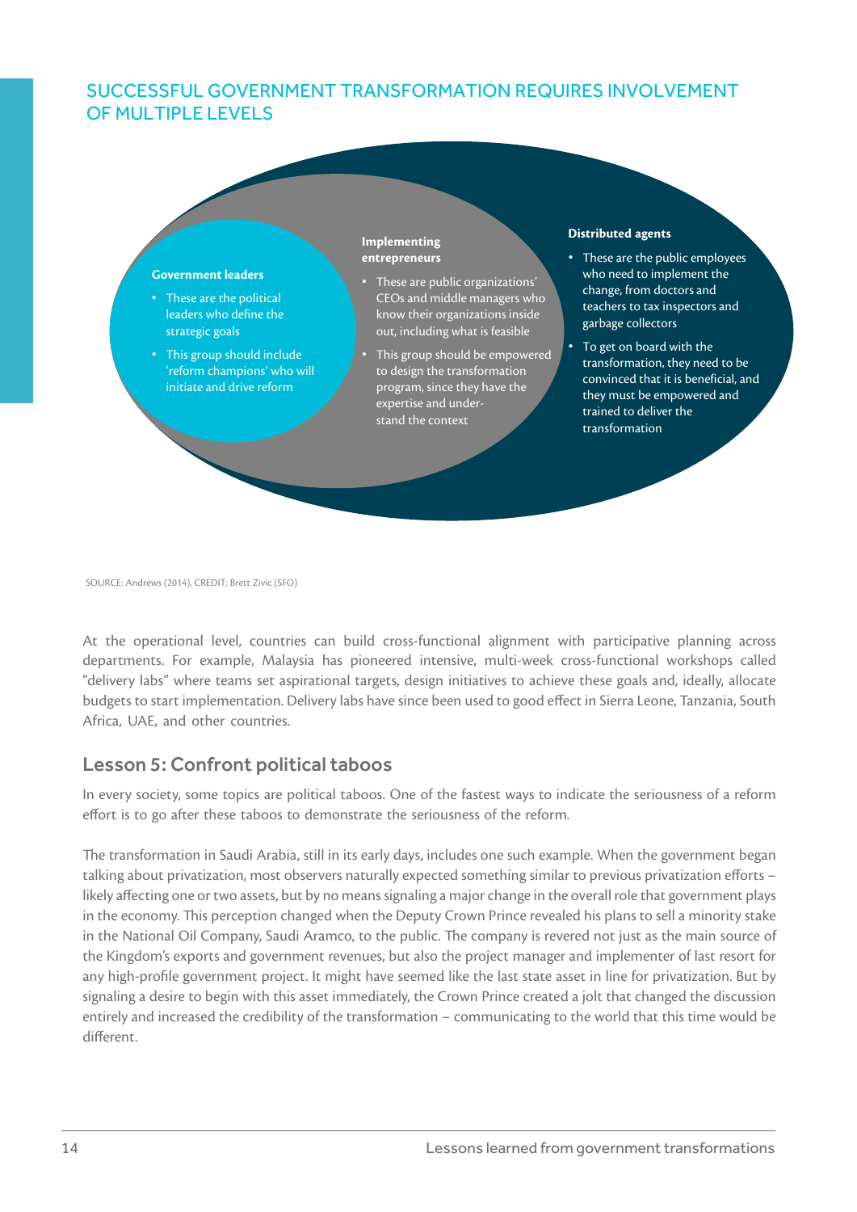## SUCCESSFUL GOVERNMENT TRANSFORMATION REQUIRES INVOLVEMENT OF MULTIPLE LEVELS

**Government leaders**

- These are the political leaders who define the strategic goals
- This group should include 'reform champions' who will initiate and drive reform

**Implementing entrepreneurs**

- These are public organizations' CEOs and middle managers who know their organizations inside out, including what is feasible
- This group should be empowered to design the transformation program, since they have the expertise and understand the context

**Distributed agents**

- These are the public employees who need to implement the change, from doctors and teachers to tax inspectors and garbage collectors
- To get on board with the transformation, they need to be convinced that it is beneficial, and they must be empowered and trained to deliver the transformation

SOURCE: Andrews (2014), CREDIT: Brett Zivic (SFO)

At the operational level, countries can build cross-functional alignment with participative planning across departments. For example, Malaysia has pioneered intensive, multi-week cross-functional workshops called "delivery labs" where teams set aspirational targets, design initiatives to achieve these goals and, ideally, allocate budgets to start implementation. Delivery labs have since been used to good effect in Sierra Leone, Tanzania, South Africa, UAE, and other countries.

## Lesson 5: Confront political taboos

In every society, some topics are political taboos. One of the fastest ways to indicate the seriousness of a reform effort is to go after these taboos to demonstrate the seriousness of the reform.

The transformation in Saudi Arabia, still in its early days, includes one such example. When the government began talking about privatization, most observers naturally expected something similar to previous privatization efforts – likely affecting one or two assets, but by no means signaling a major change in the overall role that government plays in the economy. This perception changed when the Deputy Crown Prince revealed his plans to sell a minority stake in the National Oil Company, Saudi Aramco, to the public. The company is revered not just as the main source of the Kingdom's exports and government revenues, but also the project manager and implementer of last resort for any high-profile government project. It might have seemed like the last state asset in line for privatization. But by signaling a desire to begin with this asset immediately, the Crown Prince created a jolt that changed the discussion entirely and increased the credibility of the transformation – communicating to the world that this time would be different.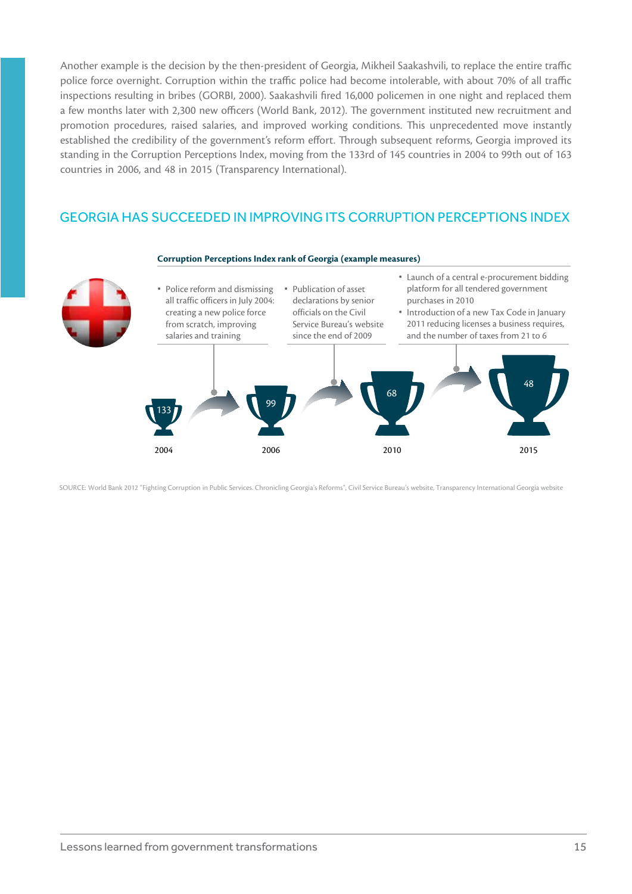Another example is the decision by the then-president of Georgia, Mikheil Saakashvili, to replace the entire traffic police force overnight. Corruption within the traffic police had become intolerable, with about 70% of all traffic inspections resulting in bribes (GORBI, 2000). Saakashvili fired 16,000 policemen in one night and replaced them a few months later with 2,300 new officers (World Bank, 2012). The government instituted new recruitment and promotion procedures, raised salaries, and improved working conditions. This unprecedented move instantly established the credibility of the government's reform effort. Through subsequent reforms, Georgia improved its standing in the Corruption Perceptions Index, moving from the 133rd of 145 countries in 2004 to 99th out of 163 countries in 2006, and 48 in 2015 (Transparency International).

## GEORGIA HAS SUCCEEDED IN IMPROVING ITS CORRUPTION PERCEPTIONS INDEX

**Corruption Perceptions Index rank of Georgia (example measures)**

- Police reform and dismissing all traffic officers in July 2004: creating a new police force from scratch, improving salaries and training

- Publication of asset declarations by senior officials on the Civil Service Bureau's website since the end of 2009

- Launch of a central e-procurement bidding platform for all tendered government purchases in 2010
- Introduction of a new Tax Code in January 2011 reducing licenses a business requires, and the number of taxes from 21 to 6

| Year | Rank |
|---|---|
| 2004 | 133 |
| 2006 | 99 |
| 2010 | 68 |
| 2015 | 48 |

SOURCE: World Bank 2012 "Fighting Corruption in Public Services. Chronicling Georgia's Reforms", Civil Service Bureau's website, Transparency International Georgia website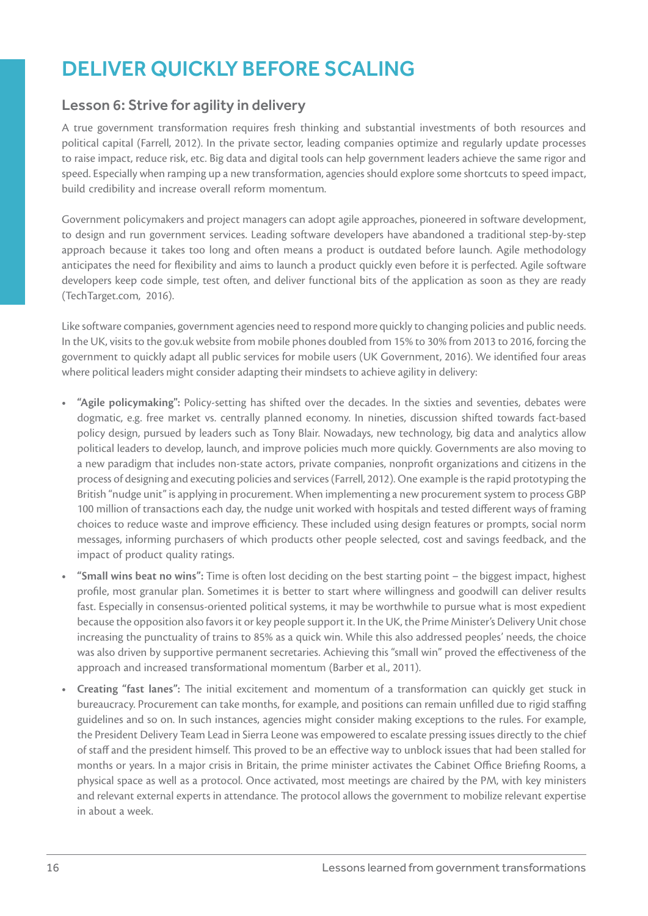# DELIVER QUICKLY BEFORE SCALING

## Lesson 6: Strive for agility in delivery

A true government transformation requires fresh thinking and substantial investments of both resources and political capital (Farrell, 2012). In the private sector, leading companies optimize and regularly update processes to raise impact, reduce risk, etc. Big data and digital tools can help government leaders achieve the same rigor and speed. Especially when ramping up a new transformation, agencies should explore some shortcuts to speed impact, build credibility and increase overall reform momentum.

Government policymakers and project managers can adopt agile approaches, pioneered in software development, to design and run government services. Leading software developers have abandoned a traditional step-by-step approach because it takes too long and often means a product is outdated before launch. Agile methodology anticipates the need for flexibility and aims to launch a product quickly even before it is perfected. Agile software developers keep code simple, test often, and deliver functional bits of the application as soon as they are ready (TechTarget.com, 2016).

Like software companies, government agencies need to respond more quickly to changing policies and public needs. In the UK, visits to the gov.uk website from mobile phones doubled from 15% to 30% from 2013 to 2016, forcing the government to quickly adapt all public services for mobile users (UK Government, 2016). We identified four areas where political leaders might consider adapting their mindsets to achieve agility in delivery:

- **"Agile policymaking":** Policy-setting has shifted over the decades. In the sixties and seventies, debates were dogmatic, e.g. free market vs. centrally planned economy. In nineties, discussion shifted towards fact-based policy design, pursued by leaders such as Tony Blair. Nowadays, new technology, big data and analytics allow political leaders to develop, launch, and improve policies much more quickly. Governments are also moving to a new paradigm that includes non-state actors, private companies, nonprofit organizations and citizens in the process of designing and executing policies and services (Farrell, 2012). One example is the rapid prototyping the British "nudge unit" is applying in procurement. When implementing a new procurement system to process GBP 100 million of transactions each day, the nudge unit worked with hospitals and tested different ways of framing choices to reduce waste and improve efficiency. These included using design features or prompts, social norm messages, informing purchasers of which products other people selected, cost and savings feedback, and the impact of product quality ratings.
- **"Small wins beat no wins":** Time is often lost deciding on the best starting point – the biggest impact, highest profile, most granular plan. Sometimes it is better to start where willingness and goodwill can deliver results fast. Especially in consensus-oriented political systems, it may be worthwhile to pursue what is most expedient because the opposition also favors it or key people support it. In the UK, the Prime Minister's Delivery Unit chose increasing the punctuality of trains to 85% as a quick win. While this also addressed peoples' needs, the choice was also driven by supportive permanent secretaries. Achieving this "small win" proved the effectiveness of the approach and increased transformational momentum (Barber et al., 2011).
- **Creating "fast lanes":** The initial excitement and momentum of a transformation can quickly get stuck in bureaucracy. Procurement can take months, for example, and positions can remain unfilled due to rigid staffing guidelines and so on. In such instances, agencies might consider making exceptions to the rules. For example, the President Delivery Team Lead in Sierra Leone was empowered to escalate pressing issues directly to the chief of staff and the president himself. This proved to be an effective way to unblock issues that had been stalled for months or years. In a major crisis in Britain, the prime minister activates the Cabinet Office Briefing Rooms, a physical space as well as a protocol. Once activated, most meetings are chaired by the PM, with key ministers and relevant external experts in attendance. The protocol allows the government to mobilize relevant expertise in about a week.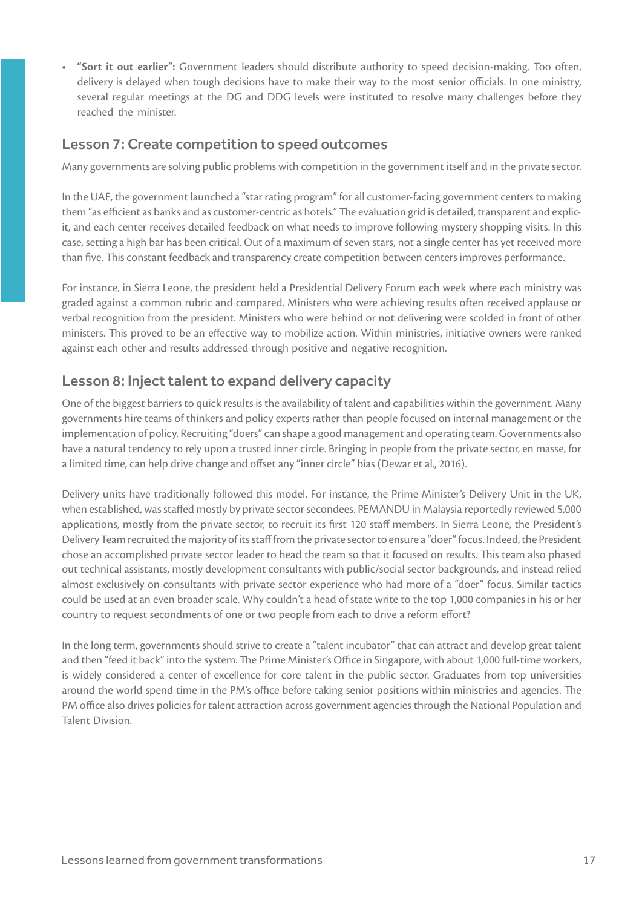- **"Sort it out earlier":** Government leaders should distribute authority to speed decision-making. Too often, delivery is delayed when tough decisions have to make their way to the most senior officials. In one ministry, several regular meetings at the DG and DDG levels were instituted to resolve many challenges before they reached the minister.

## Lesson 7: Create competition to speed outcomes

Many governments are solving public problems with competition in the government itself and in the private sector.

In the UAE, the government launched a "star rating program" for all customer-facing government centers to making them "as efficient as banks and as customer-centric as hotels." The evaluation grid is detailed, transparent and explicit, and each center receives detailed feedback on what needs to improve following mystery shopping visits. In this case, setting a high bar has been critical. Out of a maximum of seven stars, not a single center has yet received more than five. This constant feedback and transparency create competition between centers improves performance.

For instance, in Sierra Leone, the president held a Presidential Delivery Forum each week where each ministry was graded against a common rubric and compared. Ministers who were achieving results often received applause or verbal recognition from the president. Ministers who were behind or not delivering were scolded in front of other ministers. This proved to be an effective way to mobilize action. Within ministries, initiative owners were ranked against each other and results addressed through positive and negative recognition.

## Lesson 8: Inject talent to expand delivery capacity

One of the biggest barriers to quick results is the availability of talent and capabilities within the government. Many governments hire teams of thinkers and policy experts rather than people focused on internal management or the implementation of policy. Recruiting "doers" can shape a good management and operating team. Governments also have a natural tendency to rely upon a trusted inner circle. Bringing in people from the private sector, en masse, for a limited time, can help drive change and offset any "inner circle" bias (Dewar et al., 2016).

Delivery units have traditionally followed this model. For instance, the Prime Minister's Delivery Unit in the UK, when established, was staffed mostly by private sector secondees. PEMANDU in Malaysia reportedly reviewed 5,000 applications, mostly from the private sector, to recruit its first 120 staff members. In Sierra Leone, the President's Delivery Team recruited the majority of its staff from the private sector to ensure a "doer" focus. Indeed, the President chose an accomplished private sector leader to head the team so that it focused on results. This team also phased out technical assistants, mostly development consultants with public/social sector backgrounds, and instead relied almost exclusively on consultants with private sector experience who had more of a "doer" focus. Similar tactics could be used at an even broader scale. Why couldn't a head of state write to the top 1,000 companies in his or her country to request secondments of one or two people from each to drive a reform effort?

In the long term, governments should strive to create a "talent incubator" that can attract and develop great talent and then "feed it back" into the system. The Prime Minister's Office in Singapore, with about 1,000 full-time workers, is widely considered a center of excellence for core talent in the public sector. Graduates from top universities around the world spend time in the PM's office before taking senior positions within ministries and agencies. The PM office also drives policies for talent attraction across government agencies through the National Population and Talent Division.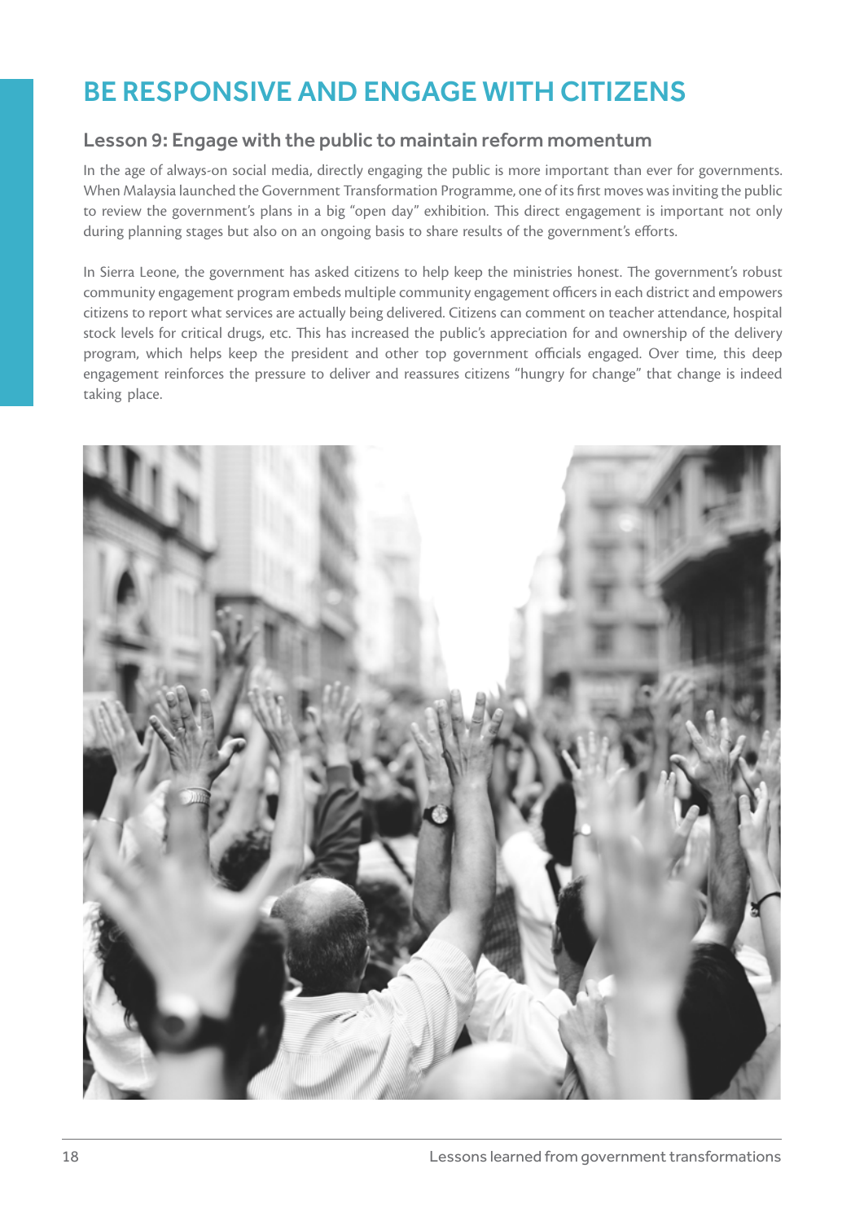# BE RESPONSIVE AND ENGAGE WITH CITIZENS

## Lesson 9: Engage with the public to maintain reform momentum

In the age of always-on social media, directly engaging the public is more important than ever for governments. When Malaysia launched the Government Transformation Programme, one of its first moves was inviting the public to review the government's plans in a big "open day" exhibition. This direct engagement is important not only during planning stages but also on an ongoing basis to share results of the government's efforts.

In Sierra Leone, the government has asked citizens to help keep the ministries honest. The government's robust community engagement program embeds multiple community engagement officers in each district and empowers citizens to report what services are actually being delivered. Citizens can comment on teacher attendance, hospital stock levels for critical drugs, etc. This has increased the public's appreciation for and ownership of the delivery program, which helps keep the president and other top government officials engaged. Over time, this deep engagement reinforces the pressure to deliver and reassures citizens "hungry for change" that change is indeed taking place.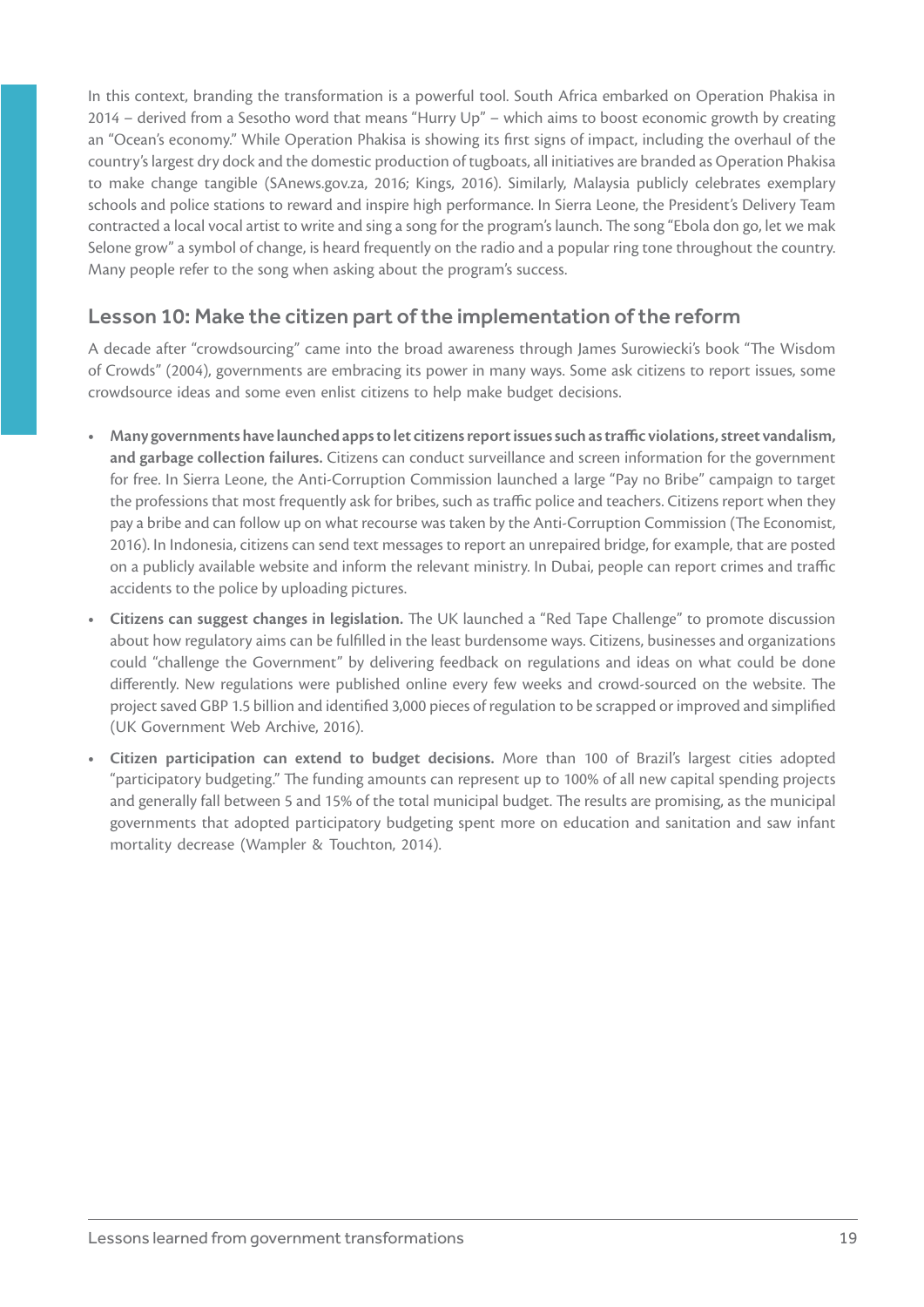In this context, branding the transformation is a powerful tool. South Africa embarked on Operation Phakisa in 2014 – derived from a Sesotho word that means "Hurry Up" – which aims to boost economic growth by creating an "Ocean's economy." While Operation Phakisa is showing its first signs of impact, including the overhaul of the country's largest dry dock and the domestic production of tugboats, all initiatives are branded as Operation Phakisa to make change tangible (SAnews.gov.za, 2016; Kings, 2016). Similarly, Malaysia publicly celebrates exemplary schools and police stations to reward and inspire high performance. In Sierra Leone, the President's Delivery Team contracted a local vocal artist to write and sing a song for the program's launch. The song "Ebola don go, let we mak Selone grow" a symbol of change, is heard frequently on the radio and a popular ring tone throughout the country. Many people refer to the song when asking about the program's success.

## Lesson 10: Make the citizen part of the implementation of the reform

A decade after "crowdsourcing" came into the broad awareness through James Surowiecki's book "The Wisdom of Crowds" (2004), governments are embracing its power in many ways. Some ask citizens to report issues, some crowdsource ideas and some even enlist citizens to help make budget decisions.

- **Many governments have launched apps to let citizens report issues such as traffic violations, street vandalism, and garbage collection failures.** Citizens can conduct surveillance and screen information for the government for free. In Sierra Leone, the Anti-Corruption Commission launched a large "Pay no Bribe" campaign to target the professions that most frequently ask for bribes, such as traffic police and teachers. Citizens report when they pay a bribe and can follow up on what recourse was taken by the Anti-Corruption Commission (The Economist, 2016). In Indonesia, citizens can send text messages to report an unrepaired bridge, for example, that are posted on a publicly available website and inform the relevant ministry. In Dubai, people can report crimes and traffic accidents to the police by uploading pictures.
- **Citizens can suggest changes in legislation.** The UK launched a "Red Tape Challenge" to promote discussion about how regulatory aims can be fulfilled in the least burdensome ways. Citizens, businesses and organizations could "challenge the Government" by delivering feedback on regulations and ideas on what could be done differently. New regulations were published online every few weeks and crowd-sourced on the website. The project saved GBP 1.5 billion and identified 3,000 pieces of regulation to be scrapped or improved and simplified (UK Government Web Archive, 2016).
- **Citizen participation can extend to budget decisions.** More than 100 of Brazil's largest cities adopted "participatory budgeting." The funding amounts can represent up to 100% of all new capital spending projects and generally fall between 5 and 15% of the total municipal budget. The results are promising, as the municipal governments that adopted participatory budgeting spent more on education and sanitation and saw infant mortality decrease (Wampler & Touchton, 2014).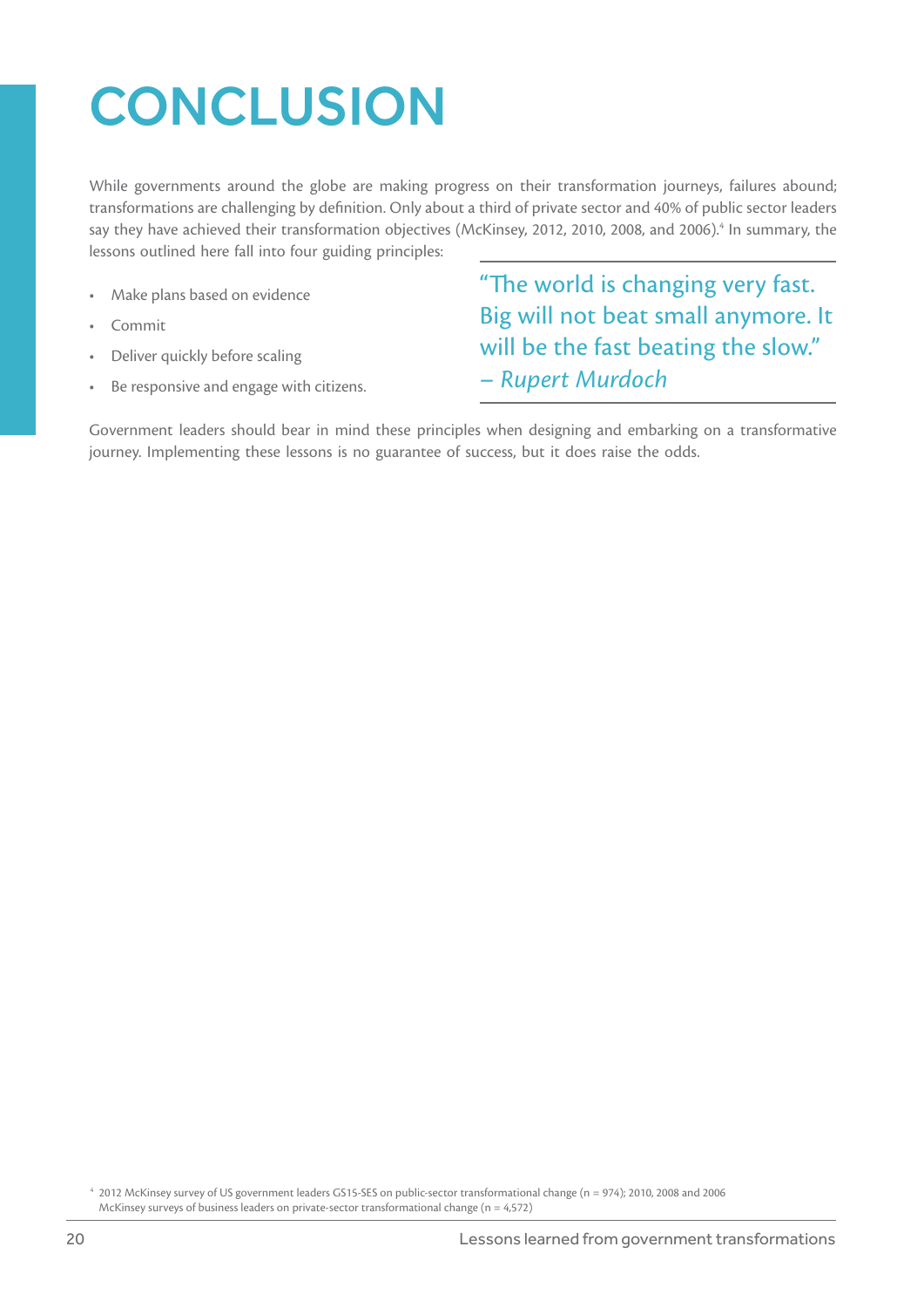# CONCLUSION

While governments around the globe are making progress on their transformation journeys, failures abound; transformations are challenging by definition. Only about a third of private sector and 40% of public sector leaders say they have achieved their transformation objectives (McKinsey, 2012, 2010, 2008, and 2006).[4] In summary, the lessons outlined here fall into four guiding principles:

- Make plans based on evidence
- Commit
- Deliver quickly before scaling
- Be responsive and engage with citizens.

> "The world is changing very fast. Big will not beat small anymore. It will be the fast beating the slow."
> – *Rupert Murdoch*

Government leaders should bear in mind these principles when designing and embarking on a transformative journey. Implementing these lessons is no guarantee of success, but it does raise the odds.

[4] 2012 McKinsey survey of US government leaders GS15-SES on public-sector transformational change (n = 974); 2010, 2008 and 2006 McKinsey surveys of business leaders on private-sector transformational change (n = 4,572)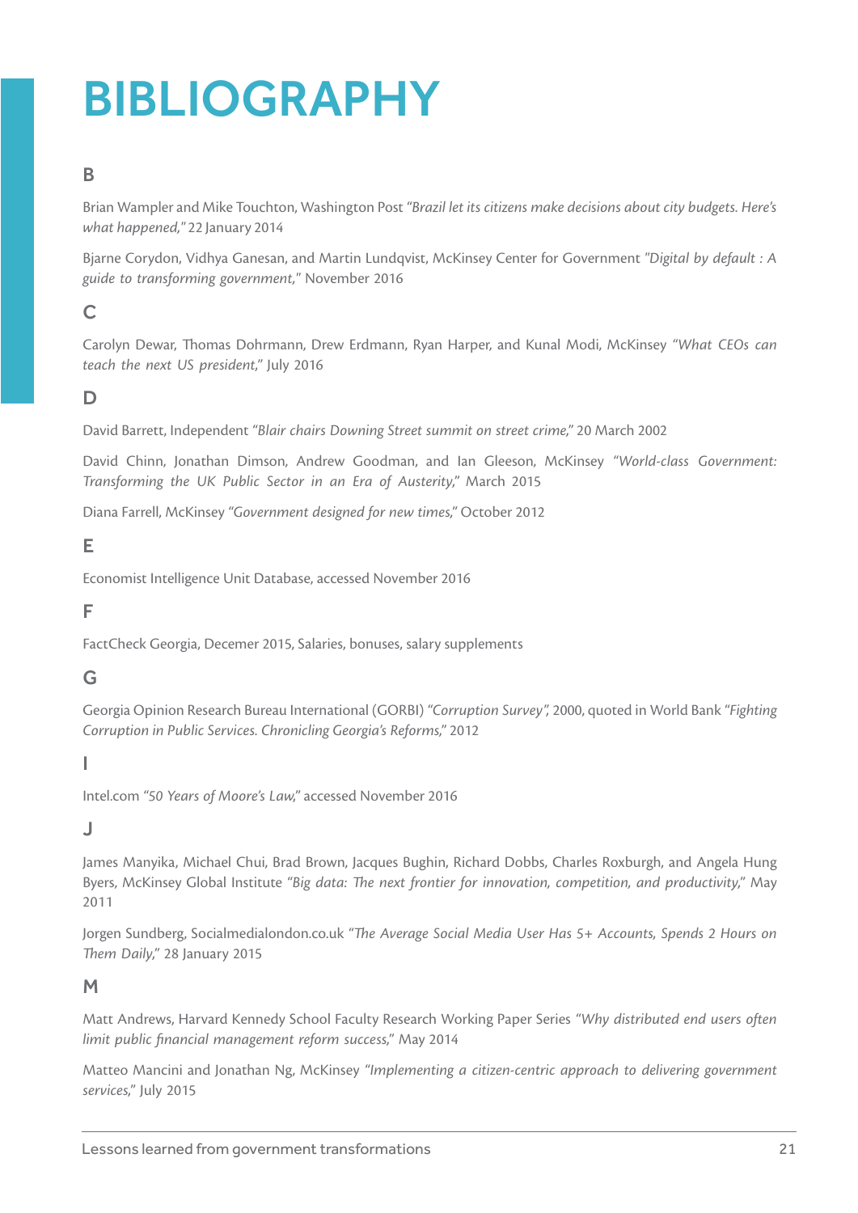# BIBLIOGRAPHY

## B

Brian Wampler and Mike Touchton, Washington Post *"Brazil let its citizens make decisions about city budgets. Here's what happened,"* 22 January 2014

Bjarne Corydon, Vidhya Ganesan, and Martin Lundqvist, McKinsey Center for Government *"Digital by default : A guide to transforming government,"* November 2016

## C

Carolyn Dewar, Thomas Dohrmann, Drew Erdmann, Ryan Harper, and Kunal Modi, McKinsey *"What CEOs can teach the next US president,"* July 2016

## D

David Barrett, Independent *"Blair chairs Downing Street summit on street crime,"* 20 March 2002

David Chinn, Jonathan Dimson, Andrew Goodman, and Ian Gleeson, McKinsey *"World-class Government: Transforming the UK Public Sector in an Era of Austerity,"* March 2015

Diana Farrell, McKinsey *"Government designed for new times,"* October 2012

## E

Economist Intelligence Unit Database, accessed November 2016

## F

FactCheck Georgia, Decemer 2015, Salaries, bonuses, salary supplements

## G

Georgia Opinion Research Bureau International (GORBI) *"Corruption Survey"*, 2000, quoted in World Bank *"Fighting Corruption in Public Services. Chronicling Georgia's Reforms,"* 2012

## I

Intel.com *"50 Years of Moore's Law,"* accessed November 2016

## J

James Manyika, Michael Chui, Brad Brown, Jacques Bughin, Richard Dobbs, Charles Roxburgh, and Angela Hung Byers, McKinsey Global Institute *"Big data: The next frontier for innovation, competition, and productivity,"* May 2011

Jorgen Sundberg, Socialmedialondon.co.uk *"The Average Social Media User Has 5+ Accounts, Spends 2 Hours on Them Daily,"* 28 January 2015

## M

Matt Andrews, Harvard Kennedy School Faculty Research Working Paper Series *"Why distributed end users often limit public financial management reform success,"* May 2014

Matteo Mancini and Jonathan Ng, McKinsey *"Implementing a citizen-centric approach to delivering government services,"* July 2015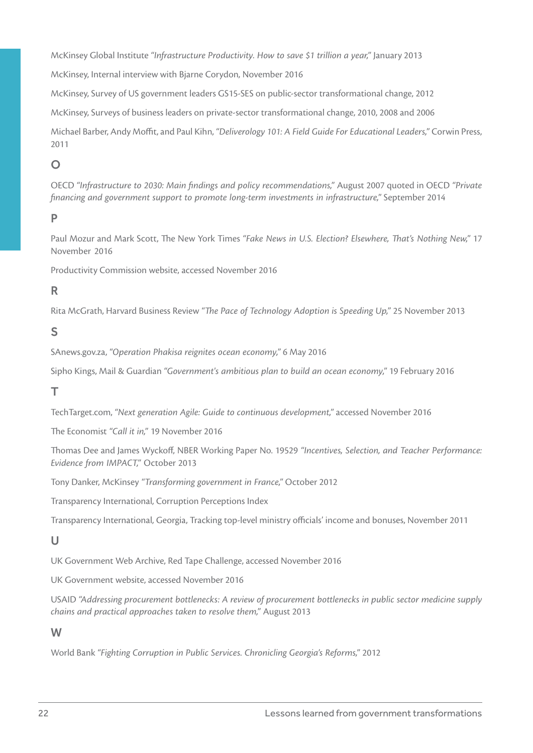McKinsey Global Institute *"Infrastructure Productivity. How to save $1 trillion a year,"* January 2013

McKinsey, Internal interview with Bjarne Corydon, November 2016

McKinsey, Survey of US government leaders GS15-SES on public-sector transformational change, 2012

McKinsey, Surveys of business leaders on private-sector transformational change, 2010, 2008 and 2006

Michael Barber, Andy Moffit, and Paul Kihn, *"Deliverology 101: A Field Guide For Educational Leaders,"* Corwin Press, 2011

## O

OECD *"Infrastructure to 2030: Main findings and policy recommendations,"* August 2007 quoted in OECD *"Private financing and government support to promote long-term investments in infrastructure,"* September 2014

## P

Paul Mozur and Mark Scott, The New York Times *"Fake News in U.S. Election? Elsewhere, That's Nothing New,"* 17 November 2016

Productivity Commission website, accessed November 2016

## R

Rita McGrath, Harvard Business Review *"The Pace of Technology Adoption is Speeding Up,"* 25 November 2013

## S

SAnews.gov.za, *"Operation Phakisa reignites ocean economy,"* 6 May 2016

Sipho Kings, Mail & Guardian *"Government's ambitious plan to build an ocean economy,"* 19 February 2016

## T

TechTarget.com, *"Next generation Agile: Guide to continuous development,"* accessed November 2016

The Economist *"Call it in,"* 19 November 2016

Thomas Dee and James Wyckoff, NBER Working Paper No. 19529 *"Incentives, Selection, and Teacher Performance: Evidence from IMPACT,"* October 2013

Tony Danker, McKinsey *"Transforming government in France,"* October 2012

Transparency International, Corruption Perceptions Index

Transparency International, Georgia, Tracking top-level ministry officials' income and bonuses, November 2011

## U

UK Government Web Archive, Red Tape Challenge, accessed November 2016

UK Government website, accessed November 2016

USAID *"Addressing procurement bottlenecks: A review of procurement bottlenecks in public sector medicine supply chains and practical approaches taken to resolve them,"* August 2013

## W

World Bank *"Fighting Corruption in Public Services. Chronicling Georgia's Reforms,"* 2012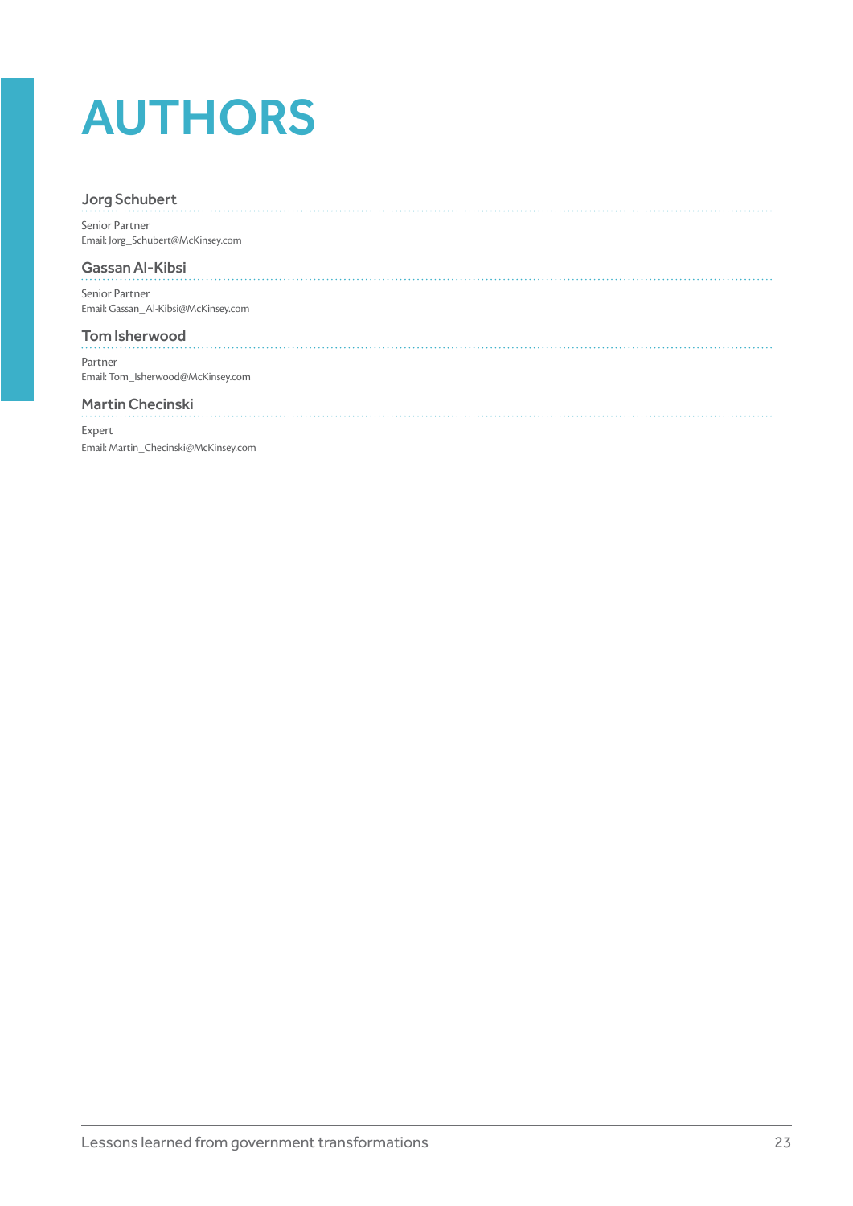# AUTHORS

### Jorg Schubert

Senior Partner
Email: Jorg_Schubert@McKinsey.com

### Gassan Al-Kibsi

Senior Partner
Email: Gassan_Al-Kibsi@McKinsey.com

### Tom Isherwood

Partner
Email: Tom_Isherwood@McKinsey.com

### Martin Checinski

Expert
Email: Martin_Checinski@McKinsey.com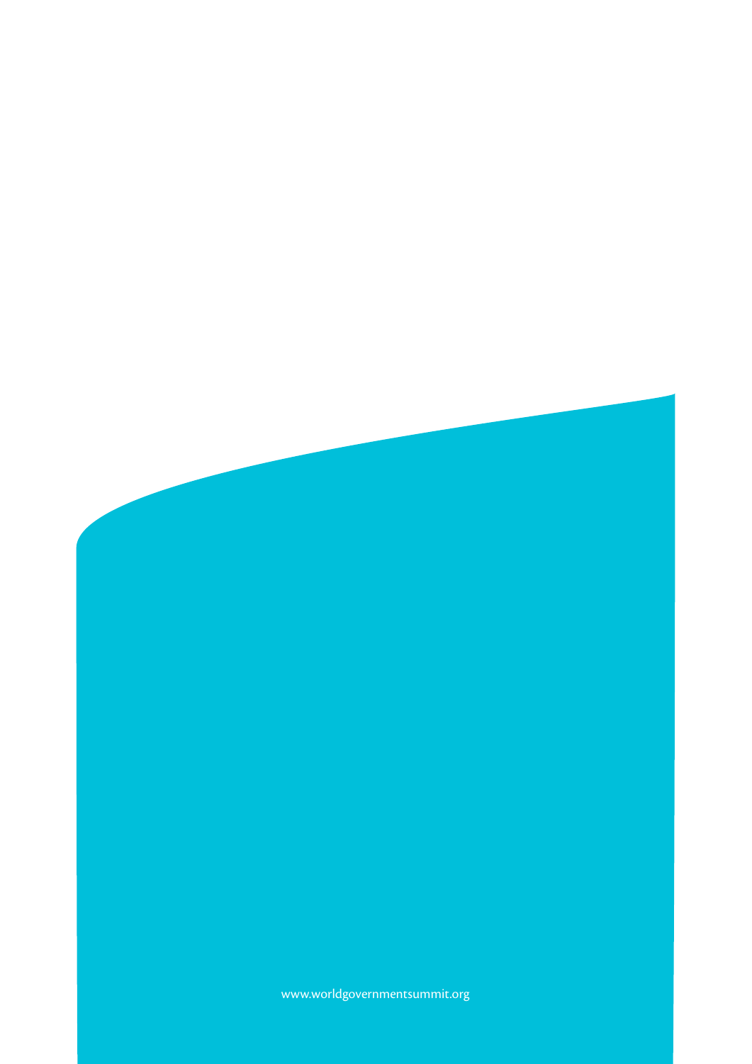www.worldgovernmentsummit.org